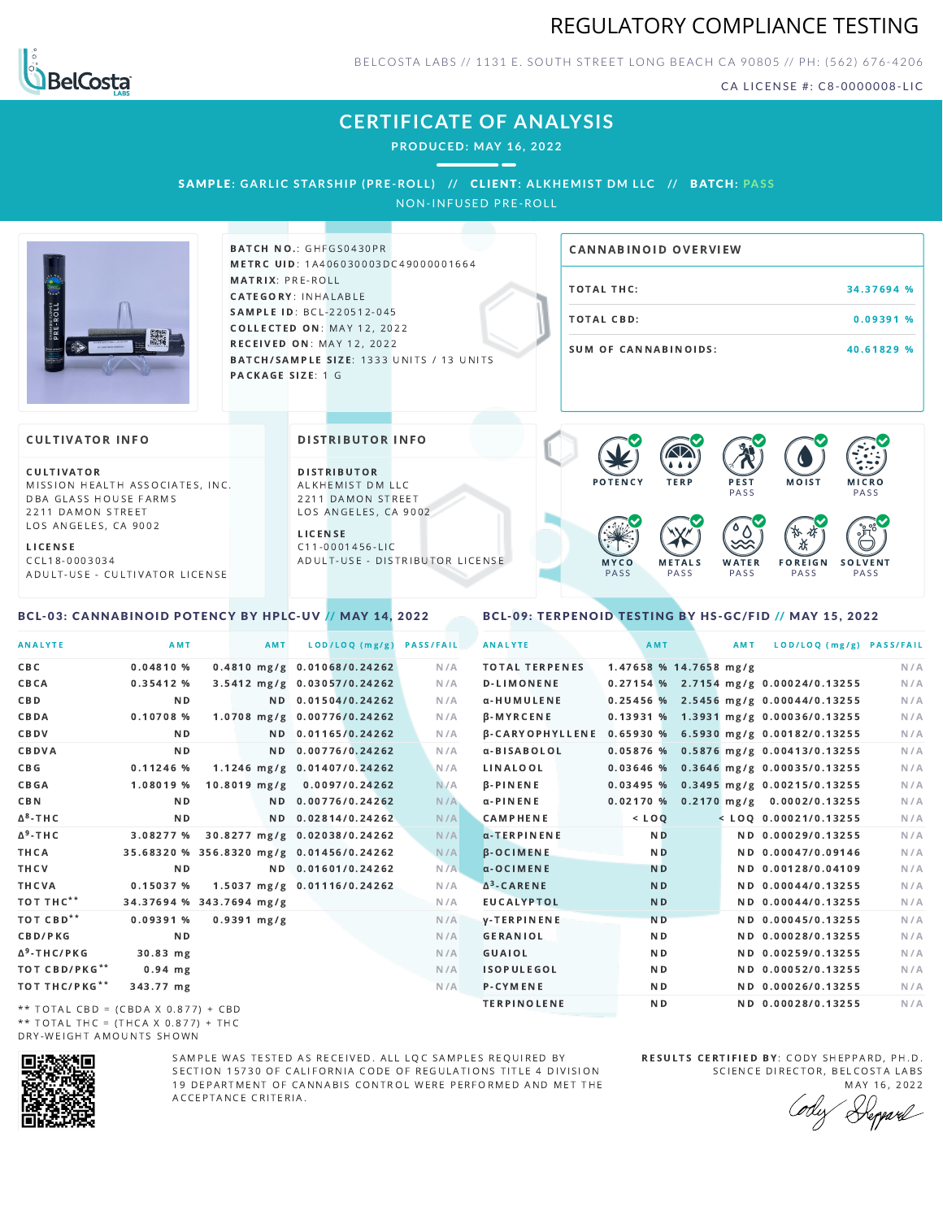# REGULATORY COMPLIANCE TESTING

BELCOSTA LABS // 1131 E. SOUTH STREET LONG BEACH CA 90805 // PH: (562) 676-4206

CA LICENSE #: C8-0000008-LIC

## CERTIFICATE OF ANALYSIS

**PRODUCED: MAY 16, 2022**

**SAMPLE:** GARLIC STARSHIP (PRE-ROLL) // **CLIENT:** ALKHEMIST DM LLC // **BATCH:** PASS

NON-INFUSED PRE-ROLL

**BATCH NO.:** GHFGS0430PR
**METRC UID:** 1A406030003DC49000001664
**MATRIX:** PRE-ROLL
**CATEGORY:** INHALABLE
**SAMPLE ID:** BCL-220512-045
**COLLECTED ON:** MAY 12, 2022
**RECEIVED ON:** MAY 12, 2022
**BATCH/SAMPLE SIZE:** 1333 UNITS / 13 UNITS
**PACKAGE SIZE:** 1 G

### CANNABINOID OVERVIEW

| | |
|---|---|
| TOTAL THC: | 34.37694 % |
| TOTAL CBD: | 0.09391 % |
| SUM OF CANNABINOIDS: | 40.61829 % |

### CULTIVATOR INFO

**CULTIVATOR**
MISSION HEALTH ASSOCIATES, INC.
DBA GLASS HOUSE FARMS
2211 DAMON STREET
LOS ANGELES, CA 9002

**LICENSE**
CCL18-0003034
ADULT-USE - CULTIVATOR LICENSE

### DISTRIBUTOR INFO

**DISTRIBUTOR**
ALKHEMIST DM LLC
2211 DAMON STREET
LOS ANGELES, CA 9002

**LICENSE**
C11-0001456-LIC
ADULT-USE - DISTRIBUTOR LICENSE

POTENCY | TERP | PEST PASS | MOIST | MICRO PASS | MYCO PASS | METALS PASS | WATER PASS | FOREIGN PASS | SOLVENT PASS

### BCL-03: CANNABINOID POTENCY BY HPLC-UV // MAY 14, 2022

| ANALYTE | AMT | AMT | LOD/LOQ (mg/g) | PASS/FAIL |
|---|---|---|---|---|
| CBC | 0.04810 % | 0.4810 mg/g | 0.01068/0.24262 | N/A |
| CBCA | 0.35412 % | 3.5412 mg/g | 0.03057/0.24262 | N/A |
| CBD | ND | ND | 0.01504/0.24262 | N/A |
| CBDA | 0.10708 % | 1.0708 mg/g | 0.00776/0.24262 | N/A |
| CBDV | ND | ND | 0.01165/0.24262 | N/A |
| CBDVA | ND | ND | 0.00776/0.24262 | N/A |
| CBG | 0.11246 % | 1.1246 mg/g | 0.01407/0.24262 | N/A |
| CBGA | 1.08019 % | 10.8019 mg/g | 0.0097/0.24262 | N/A |
| CBN | ND | ND | 0.00776/0.24262 | N/A |
| $\Delta^8$-THC | ND | ND | 0.02814/0.24262 | N/A |
| $\Delta^9$-THC | 3.08277 % | 30.8277 mg/g | 0.02038/0.24262 | N/A |
| THCA | 35.68320 % | 356.8320 mg/g | 0.01456/0.24262 | N/A |
| THCV | ND | ND | 0.01601/0.24262 | N/A |
| THCVA | 0.15037 % | 1.5037 mg/g | 0.01116/0.24262 | N/A |
| TOT THC** | 34.37694 % | 343.7694 mg/g | | N/A |
| TOT CBD** | 0.09391 % | 0.9391 mg/g | | N/A |
| CBD/PKG | ND | | | N/A |
| $\Delta^9$-THC/PKG | 30.83 mg | | | N/A |
| TOT CBD/PKG** | 0.94 mg | | | N/A |
| TOT THC/PKG** | 343.77 mg | | | N/A |

** TOTAL CBD = (CBDA X 0.877) + CBD
** TOTAL THC = (THCA X 0.877) + THC
DRY-WEIGHT AMOUNTS SHOWN

### BCL-09: TERPENOID TESTING BY HS-GC/FID // MAY 15, 2022

| ANALYTE | AMT | AMT | LOD/LOQ (mg/g) | PASS/FAIL |
|---|---|---|---|---|
| TOTAL TERPENES | 1.47658 % | 14.7658 mg/g | | N/A |
| D-LIMONENE | 0.27154 % | 2.7154 mg/g | 0.00024/0.13255 | N/A |
| α-HUMULENE | 0.25456 % | 2.5456 mg/g | 0.00044/0.13255 | N/A |
| β-MYRCENE | 0.13931 % | 1.3931 mg/g | 0.00036/0.13255 | N/A |
| β-CARYOPHYLLENE | 0.65930 % | 6.5930 mg/g | 0.00182/0.13255 | N/A |
| α-BISABOLOL | 0.05876 % | 0.5876 mg/g | 0.00413/0.13255 | N/A |
| LINALOOL | 0.03646 % | 0.3646 mg/g | 0.00035/0.13255 | N/A |
| β-PINENE | 0.03495 % | 0.3495 mg/g | 0.00215/0.13255 | N/A |
| α-PINENE | 0.02170 % | 0.2170 mg/g | 0.0002/0.13255 | N/A |
| CAMPHENE | < LOQ | < LOQ | 0.00021/0.13255 | N/A |
| α-TERPINENE | ND | ND | 0.00029/0.13255 | N/A |
| β-OCIMENE | ND | ND | 0.00047/0.09146 | N/A |
| α-OCIMENE | ND | ND | 0.00128/0.04109 | N/A |
| $\Delta^3$-CARENE | ND | ND | 0.00044/0.13255 | N/A |
| EUCALYPTOL | ND | ND | 0.00044/0.13255 | N/A |
| γ-TERPINENE | ND | ND | 0.00045/0.13255 | N/A |
| GERANIOL | ND | ND | 0.00028/0.13255 | N/A |
| GUAIOL | ND | ND | 0.00259/0.13255 | N/A |
| ISOPULEGOL | ND | ND | 0.00052/0.13255 | N/A |
| P-CYMENE | ND | ND | 0.00026/0.13255 | N/A |
| TERPINOLENE | ND | ND | 0.00028/0.13255 | N/A |

SAMPLE WAS TESTED AS RECEIVED. ALL LQC SAMPLES REQUIRED BY SECTION 15730 OF CALIFORNIA CODE OF REGULATIONS TITLE 4 DIVISION 19 DEPARTMENT OF CANNABIS CONTROL WERE PERFORMED AND MET THE ACCEPTANCE CRITERIA.

**RESULTS CERTIFIED BY:** CODY SHEPPARD, PH.D.
SCIENCE DIRECTOR, BELCOSTA LABS
MAY 16, 2022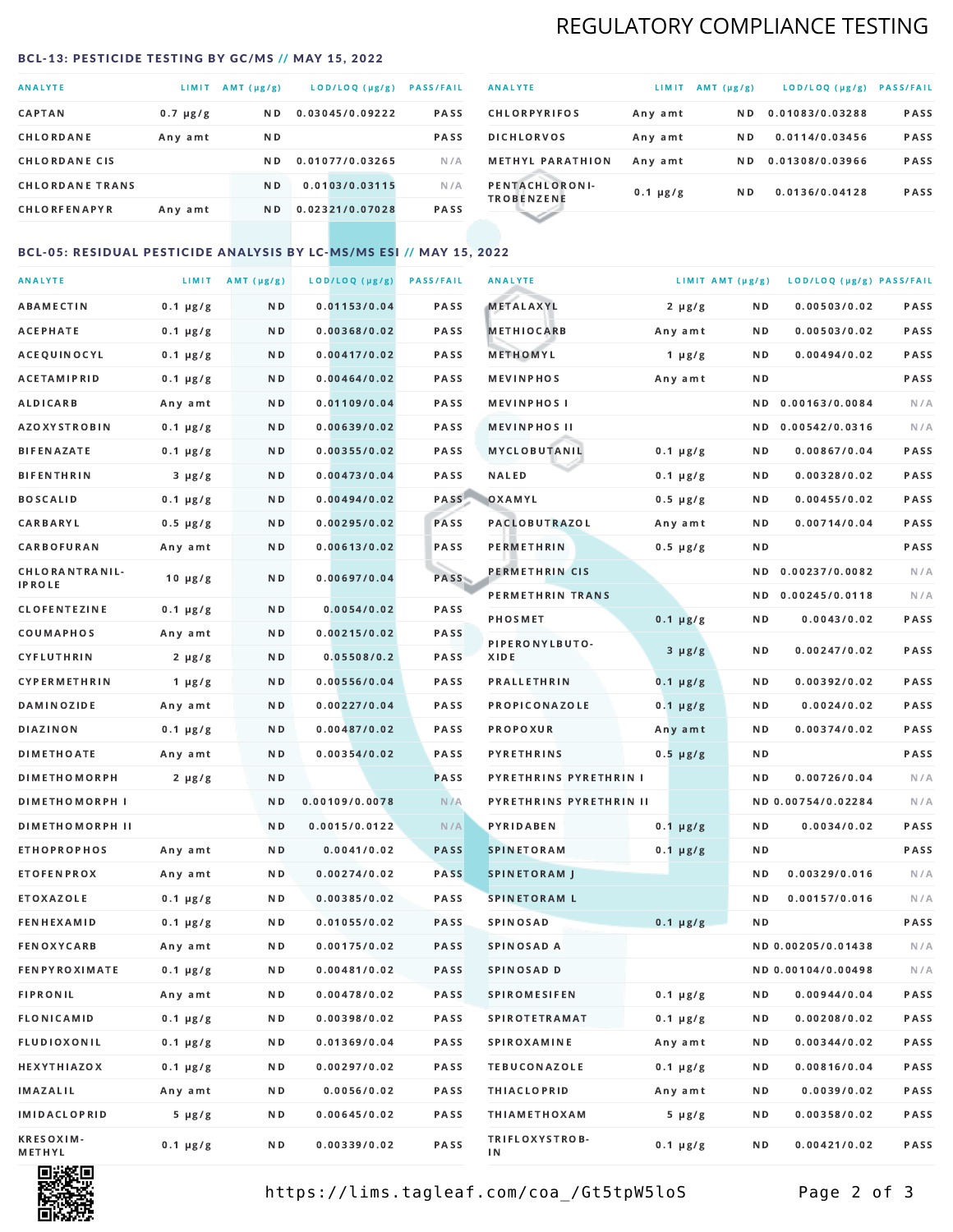# REGULATORY COMPLIANCE TESTING

## BCL-13: PESTICIDE TESTING BY GC/MS // MAY 15, 2022

| ANALYTE | LIMIT | AMT (µg/g) | LOD/LOQ (µg/g) | PASS/FAIL |
|---|---|---|---|---|
| CAPTAN | 0.7 µg/g | ND | 0.03045/0.09222 | PASS |
| CHLORDANE | Any amt | ND | | PASS |
| CHLORDANE CIS | | ND | 0.01077/0.03265 | N/A |
| CHLORDANE TRANS | | ND | 0.0103/0.03115 | N/A |
| CHLORFENAPYR | Any amt | ND | 0.02321/0.07028 | PASS |
| CHLORPYRIFOS | Any amt | ND | 0.01083/0.03288 | PASS |
| DICHLORVOS | Any amt | ND | 0.0114/0.03456 | PASS |
| METHYL PARATHION | Any amt | ND | 0.01308/0.03966 | PASS |
| PENTACHLORONITROBENZENE | 0.1 µg/g | ND | 0.0136/0.04128 | PASS |

## BCL-05: RESIDUAL PESTICIDE ANALYSIS BY LC-MS/MS ESI // MAY 15, 2022

| ANALYTE | LIMIT | AMT (µg/g) | LOD/LOQ (µg/g) | PASS/FAIL |
|---|---|---|---|---|
| ABAMECTIN | 0.1 µg/g | ND | 0.01153/0.04 | PASS |
| ACEPHATE | 0.1 µg/g | ND | 0.00368/0.02 | PASS |
| ACEQUINOCYL | 0.1 µg/g | ND | 0.00417/0.02 | PASS |
| ACETAMIPRID | 0.1 µg/g | ND | 0.00464/0.02 | PASS |
| ALDICARB | Any amt | ND | 0.01109/0.04 | PASS |
| AZOXYSTROBIN | 0.1 µg/g | ND | 0.00639/0.02 | PASS |
| BIFENAZATE | 0.1 µg/g | ND | 0.00355/0.02 | PASS |
| BIFENTHRIN | 3 µg/g | ND | 0.00473/0.04 | PASS |
| BOSCALID | 0.1 µg/g | ND | 0.00494/0.02 | PASS |
| CARBARYL | 0.5 µg/g | ND | 0.00295/0.02 | PASS |
| CARBOFURAN | Any amt | ND | 0.00613/0.02 | PASS |
| CHLORANTRANILIPROLE | 10 µg/g | ND | 0.00697/0.04 | PASS |
| CLOFENTEZINE | 0.1 µg/g | ND | 0.0054/0.02 | PASS |
| COUMAPHOS | Any amt | ND | 0.00215/0.02 | PASS |
| CYFLUTHRIN | 2 µg/g | ND | 0.05508/0.2 | PASS |
| CYPERMETHRIN | 1 µg/g | ND | 0.00556/0.04 | PASS |
| DAMINOZIDE | Any amt | ND | 0.00227/0.04 | PASS |
| DIAZINON | 0.1 µg/g | ND | 0.00487/0.02 | PASS |
| DIMETHOATE | Any amt | ND | 0.00354/0.02 | PASS |
| DIMETHOMORPH | 2 µg/g | ND | | PASS |
| DIMETHOMORPH I | | ND | 0.00109/0.0078 | N/A |
| DIMETHOMORPH II | | ND | 0.0015/0.0122 | N/A |
| ETHOPROPHOS | Any amt | ND | 0.0041/0.02 | PASS |
| ETOFENPROX | Any amt | ND | 0.00274/0.02 | PASS |
| ETOXAZOLE | 0.1 µg/g | ND | 0.00385/0.02 | PASS |
| FENHEXAMID | 0.1 µg/g | ND | 0.01055/0.02 | PASS |
| FENOXYCARB | Any amt | ND | 0.00175/0.02 | PASS |
| FENPYROXIMATE | 0.1 µg/g | ND | 0.00481/0.02 | PASS |
| FIPRONIL | Any amt | ND | 0.00478/0.02 | PASS |
| FLONICAMID | 0.1 µg/g | ND | 0.00398/0.02 | PASS |
| FLUDIOXONIL | 0.1 µg/g | ND | 0.01369/0.04 | PASS |
| HEXYTHIAZOX | 0.1 µg/g | ND | 0.00297/0.02 | PASS |
| IMAZALIL | Any amt | ND | 0.0056/0.02 | PASS |
| IMIDACLOPRID | 5 µg/g | ND | 0.00645/0.02 | PASS |
| KRESOXIM-METHYL | 0.1 µg/g | ND | 0.00339/0.02 | PASS |
| METALAXYL | 2 µg/g | ND | 0.00503/0.02 | PASS |
| METHIOCARB | Any amt | ND | 0.00503/0.02 | PASS |
| METHOMYL | 1 µg/g | ND | 0.00494/0.02 | PASS |
| MEVINPHOS | Any amt | ND | | PASS |
| MEVINPHOS I | | ND | 0.00163/0.0084 | N/A |
| MEVINPHOS II | | ND | 0.00542/0.0316 | N/A |
| MYCLOBUTANIL | 0.1 µg/g | ND | 0.00867/0.04 | PASS |
| NALED | 0.1 µg/g | ND | 0.00328/0.02 | PASS |
| OXAMYL | 0.5 µg/g | ND | 0.00455/0.02 | PASS |
| PACLOBUTRAZOL | Any amt | ND | 0.00714/0.04 | PASS |
| PERMETHRIN | 0.5 µg/g | ND | | PASS |
| PERMETHRIN CIS | | ND | 0.00237/0.0082 | N/A |
| PERMETHRIN TRANS | | ND | 0.00245/0.0118 | N/A |
| PHOSMET | 0.1 µg/g | ND | 0.0043/0.02 | PASS |
| PIPERONYLBUTOXIDE | 3 µg/g | ND | 0.00247/0.02 | PASS |
| PRALLETHRIN | 0.1 µg/g | ND | 0.00392/0.02 | PASS |
| PROPICONAZOLE | 0.1 µg/g | ND | 0.0024/0.02 | PASS |
| PROPOXUR | Any amt | ND | 0.00374/0.02 | PASS |
| PYRETHRINS | 0.5 µg/g | ND | | PASS |
| PYRETHRINS PYRETHRIN I | | ND | 0.00726/0.04 | N/A |
| PYRETHRINS PYRETHRIN II | | ND | 0.00754/0.02284 | N/A |
| PYRIDABEN | 0.1 µg/g | ND | 0.0034/0.02 | PASS |
| SPINETORAM | 0.1 µg/g | ND | | PASS |
| SPINETORAM J | | ND | 0.00329/0.016 | N/A |
| SPINETORAM L | | ND | 0.00157/0.016 | N/A |
| SPINOSAD | 0.1 µg/g | ND | | PASS |
| SPINOSAD A | | ND | 0.00205/0.01438 | N/A |
| SPINOSAD D | | ND | 0.00104/0.00498 | N/A |
| SPIROMESIFEN | 0.1 µg/g | ND | 0.00944/0.04 | PASS |
| SPIROTETRAMAT | 0.1 µg/g | ND | 0.00208/0.02 | PASS |
| SPIROXAMINE | Any amt | ND | 0.00344/0.02 | PASS |
| TEBUCONAZOLE | 0.1 µg/g | ND | 0.00816/0.04 | PASS |
| THIACLOPRID | Any amt | ND | 0.0039/0.02 | PASS |
| THIAMETHOXAM | 5 µg/g | ND | 0.00358/0.02 | PASS |
| TRIFLOXYSTROBIN | 0.1 µg/g | ND | 0.00421/0.02 | PASS |

https://lims.tagleaf.com/coa_/Gt5tpW5loS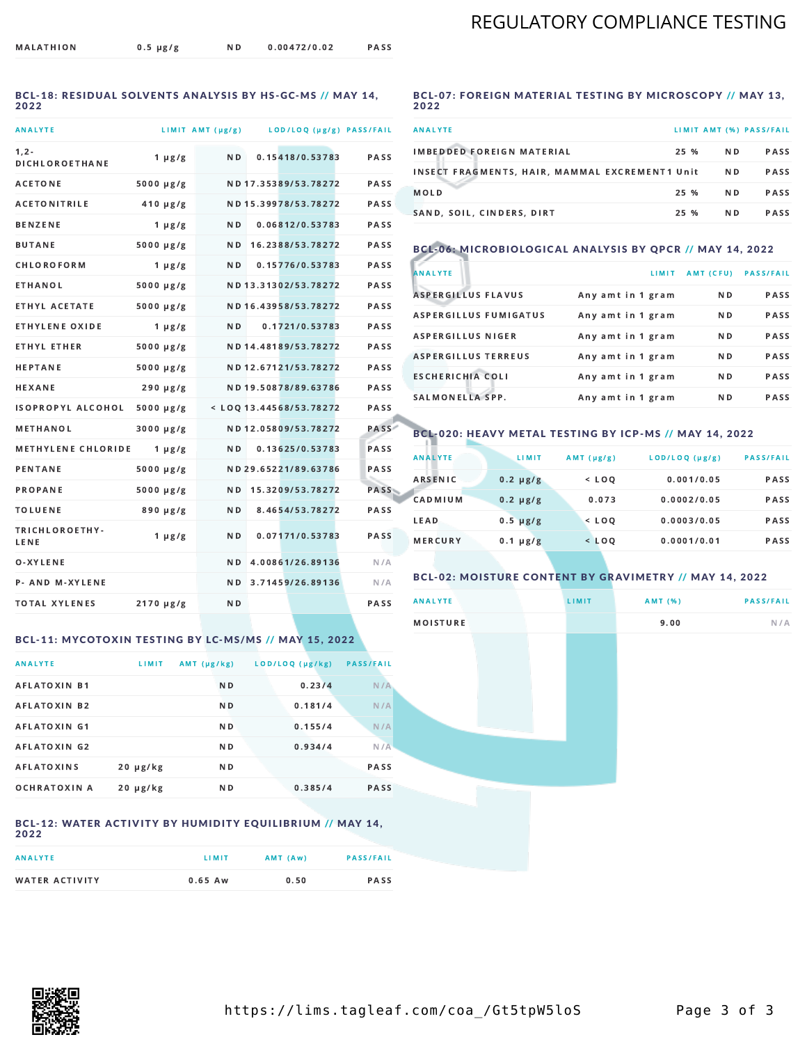# REGULATORY COMPLIANCE TESTING

| | | | | |
|---|---|---|---|---|
| MALATHION | 0.5 µg/g | ND | 0.00472/0.02 | PASS |

## BCL-18: RESIDUAL SOLVENTS ANALYSIS BY HS-GC-MS // MAY 14, 2022

| ANALYTE | LIMIT | AMT (µg/g) | LOD/LOQ (µg/g) | PASS/FAIL |
|---|---|---|---|---|
| 1,2-DICHLOROETHANE | 1 µg/g | ND | 0.15418/0.53783 | PASS |
| ACETONE | 5000 µg/g | ND | 17.35389/53.78272 | PASS |
| ACETONITRILE | 410 µg/g | ND | 15.39978/53.78272 | PASS |
| BENZENE | 1 µg/g | ND | 0.06812/0.53783 | PASS |
| BUTANE | 5000 µg/g | ND | 16.2388/53.78272 | PASS |
| CHLOROFORM | 1 µg/g | ND | 0.15776/0.53783 | PASS |
| ETHANOL | 5000 µg/g | ND | 13.31302/53.78272 | PASS |
| ETHYL ACETATE | 5000 µg/g | ND | 16.43958/53.78272 | PASS |
| ETHYLENE OXIDE | 1 µg/g | ND | 0.1721/0.53783 | PASS |
| ETHYL ETHER | 5000 µg/g | ND | 14.48189/53.78272 | PASS |
| HEPTANE | 5000 µg/g | ND | 12.67121/53.78272 | PASS |
| HEXANE | 290 µg/g | ND | 19.50878/89.63786 | PASS |
| ISOPROPYL ALCOHOL | 5000 µg/g | < LOQ | 13.44568/53.78272 | PASS |
| METHANOL | 3000 µg/g | ND | 12.05809/53.78272 | PASS |
| METHYLENE CHLORIDE | 1 µg/g | ND | 0.13625/0.53783 | PASS |
| PENTANE | 5000 µg/g | ND | 29.65221/89.63786 | PASS |
| PROPANE | 5000 µg/g | ND | 15.3209/53.78272 | PASS |
| TOLUENE | 890 µg/g | ND | 8.4654/53.78272 | PASS |
| TRICHLOROETHYLENE | 1 µg/g | ND | 0.07171/0.53783 | PASS |
| O-XYLENE | | ND | 4.00861/26.89136 | N/A |
| P- AND M-XYLENE | | ND | 3.71459/26.89136 | N/A |
| TOTAL XYLENES | 2170 µg/g | ND | | PASS |

## BCL-11: MYCOTOXIN TESTING BY LC-MS/MS // MAY 15, 2022

| ANALYTE | LIMIT | AMT (µg/kg) | LOD/LOQ (µg/kg) | PASS/FAIL |
|---|---|---|---|---|
| AFLATOXIN B1 | | ND | 0.23/4 | N/A |
| AFLATOXIN B2 | | ND | 0.181/4 | N/A |
| AFLATOXIN G1 | | ND | 0.155/4 | N/A |
| AFLATOXIN G2 | | ND | 0.934/4 | N/A |
| AFLATOXINS | 20 µg/kg | ND | | PASS |
| OCHRATOXIN A | 20 µg/kg | ND | 0.385/4 | PASS |

## BCL-12: WATER ACTIVITY BY HUMIDITY EQUILIBRIUM // MAY 14, 2022

| ANALYTE | LIMIT | AMT (Aw) | PASS/FAIL |
|---|---|---|---|
| WATER ACTIVITY | 0.65 Aw | 0.50 | PASS |

## BCL-07: FOREIGN MATERIAL TESTING BY MICROSCOPY // MAY 13, 2022

| ANALYTE | LIMIT | AMT (%) | PASS/FAIL |
|---|---|---|---|
| IMBEDDED FOREIGN MATERIAL | 25 % | ND | PASS |
| INSECT FRAGMENTS, HAIR, MAMMAL EXCREMENT | 1 Unit | ND | PASS |
| MOLD | 25 % | ND | PASS |
| SAND, SOIL, CINDERS, DIRT | 25 % | ND | PASS |

## BCL-06: MICROBIOLOGICAL ANALYSIS BY QPCR // MAY 14, 2022

| ANALYTE | LIMIT | AMT (CFU) | PASS/FAIL |
|---|---|---|---|
| ASPERGILLUS FLAVUS | Any amt in 1 gram | ND | PASS |
| ASPERGILLUS FUMIGATUS | Any amt in 1 gram | ND | PASS |
| ASPERGILLUS NIGER | Any amt in 1 gram | ND | PASS |
| ASPERGILLUS TERREUS | Any amt in 1 gram | ND | PASS |
| ESCHERICHIA COLI | Any amt in 1 gram | ND | PASS |
| SALMONELLA SPP. | Any amt in 1 gram | ND | PASS |

## BCL-020: HEAVY METAL TESTING BY ICP-MS // MAY 14, 2022

| ANALYTE | LIMIT | AMT (µg/g) | LOD/LOQ (µg/g) | PASS/FAIL |
|---|---|---|---|---|
| ARSENIC | 0.2 µg/g | < LOQ | 0.001/0.05 | PASS |
| CADMIUM | 0.2 µg/g | 0.073 | 0.0002/0.05 | PASS |
| LEAD | 0.5 µg/g | < LOQ | 0.0003/0.05 | PASS |
| MERCURY | 0.1 µg/g | < LOQ | 0.0001/0.01 | PASS |

## BCL-02: MOISTURE CONTENT BY GRAVIMETRY // MAY 14, 2022

| ANALYTE | LIMIT | AMT (%) | PASS/FAIL |
|---|---|---|---|
| MOISTURE | | 9.00 | N/A |

https://lims.tagleaf.com/coa_/Gt5tpW5loS